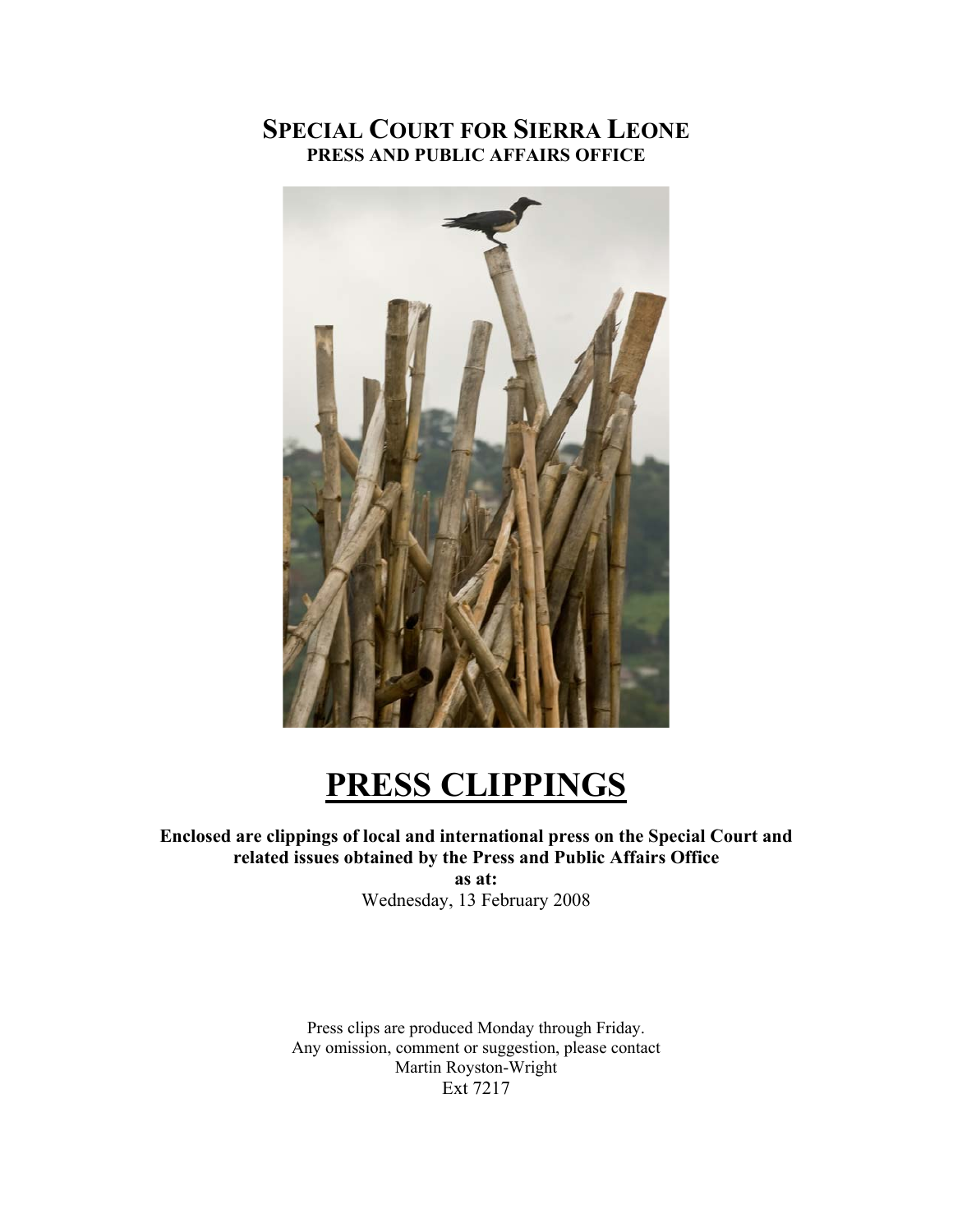# Special Court for Sierra Leone

## PRESS AND PUBLIC AFFAIRS OFFICE

# PRESS CLIPPINGS

**Enclosed are clippings of local and international press on the Special Court and related issues obtained by the Press and Public Affairs Office**

**as at:**

Wednesday, 13 February 2008

Press clips are produced Monday through Friday.
Any omission, comment or suggestion, please contact
Martin Royston-Wright
Ext 7217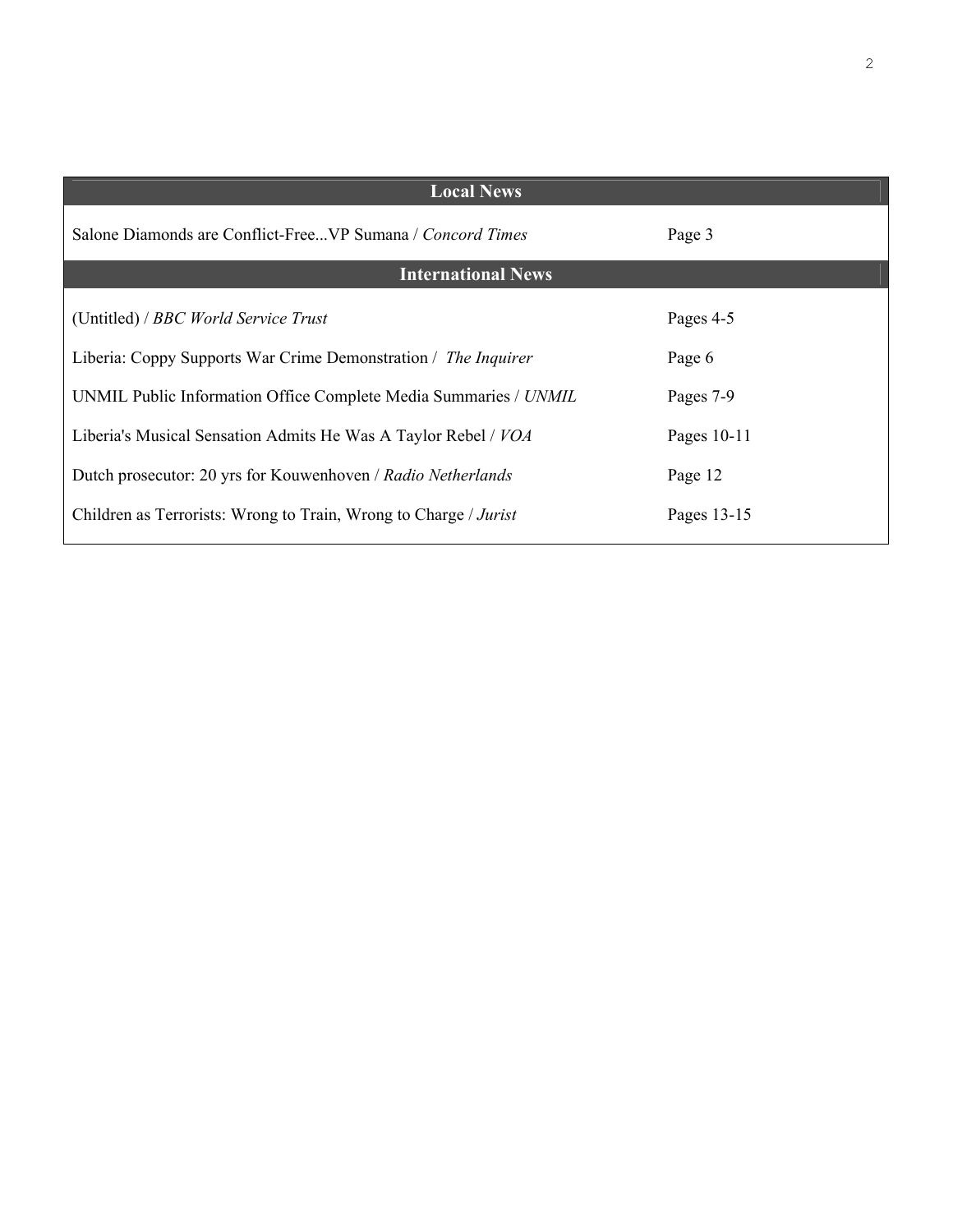| Local News | |
|---|---|
| Salone Diamonds are Conflict-Free...VP Sumana / *Concord Times* | Page 3 |
| **International News** | |
| (Untitled) / *BBC World Service Trust* | Pages 4-5 |
| Liberia: Coppy Supports War Crime Demonstration / *The Inquirer* | Page 6 |
| UNMIL Public Information Office Complete Media Summaries / *UNMIL* | Pages 7-9 |
| Liberia's Musical Sensation Admits He Was A Taylor Rebel / *VOA* | Pages 10-11 |
| Dutch prosecutor: 20 yrs for Kouwenhoven / *Radio Netherlands* | Page 12 |
| Children as Terrorists: Wrong to Train, Wrong to Charge / *Jurist* | Pages 13-15 |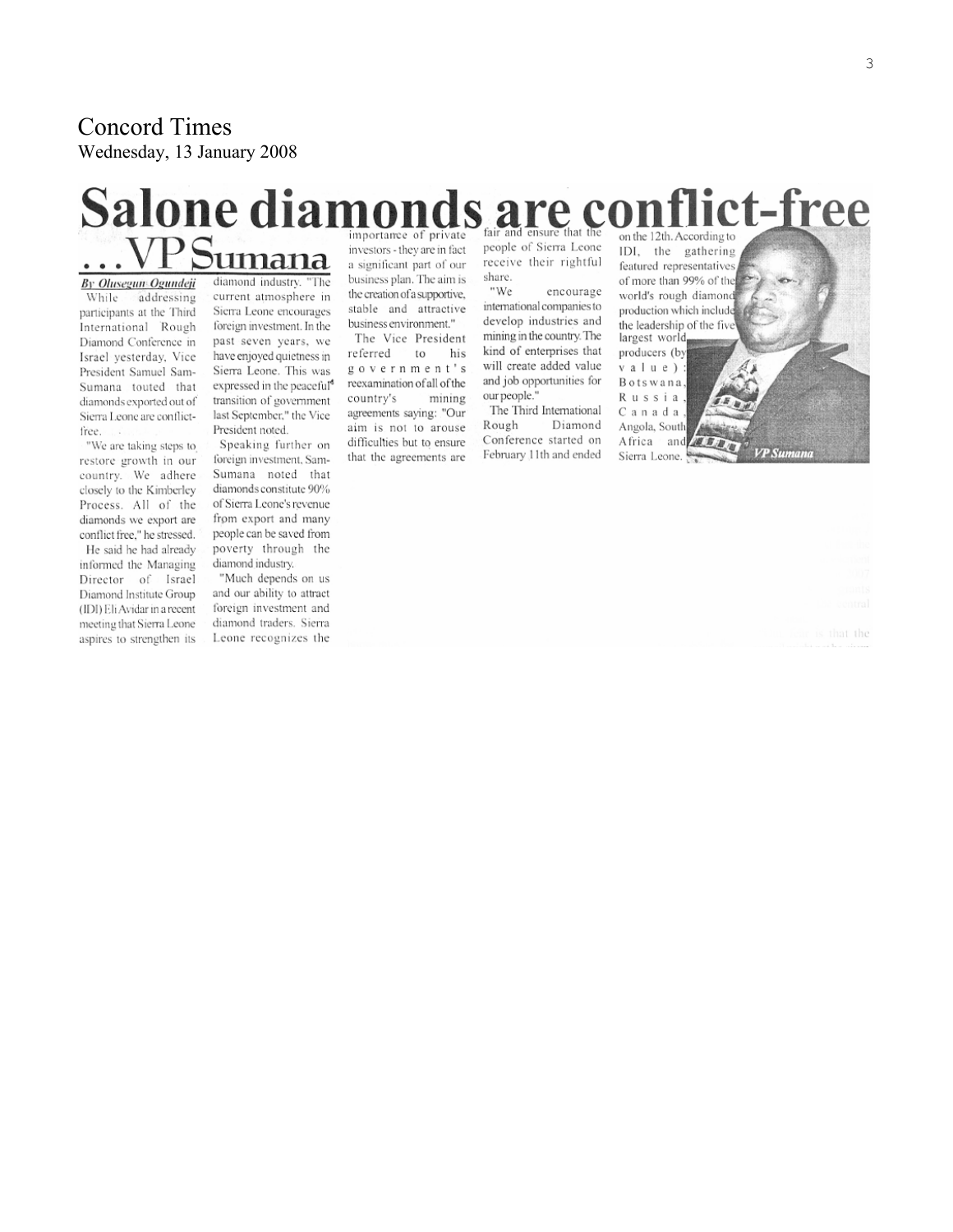Concord Times
Wednesday, 13 January 2008

# Salone diamonds are conflict-free

## ...VP Sumana

*By Olusegun Ogundeji*

While addressing participants at the Third International Rough Diamond Conference in Israel yesterday, Vice President Samuel Sam-Sumana touted that diamonds exported out of Sierra Leone are conflict-free.

"We are taking steps to restore growth in our country. We adhere closely to the Kimberley Process. All of the diamonds we export are conflict free," he stressed.

He said he had already informed the Managing Director of Israel Diamond Institute Group (IDI) Eli Avidar in a recent meeting that Sierra Leone aspires to strengthen its diamond industry. "The current atmosphere in Sierra Leone encourages foreign investment. In the past seven years, we have enjoyed quietness in Sierra Leone. This was expressed in the peaceful transition of government last September," the Vice President noted.

Speaking further on foreign investment, Sam-Sumana noted that diamonds constitute 90% of Sierra Leone's revenue from export and many people can be saved from poverty through the diamond industry.

"Much depends on us and our ability to attract foreign investment and diamond traders. Sierra Leone recognizes the importance of private investors - they are in fact a significant part of our business plan. The aim is the creation of a supportive, stable and attractive business environment."

The Vice President referred to his government's reexamination of all of the country's mining agreements saying: "Our aim is not to arouse difficulties but to ensure that the agreements are fair and ensure that the people of Sierra Leone receive their rightful share.

"We encourage international companies to develop industries and mining in the country. The kind of enterprises that will create added value and job opportunities for our people."

The Third International Rough Diamond Conference started on February 11th and ended on the 12th. According to IDI, the gathering featured representatives of more than 99% of the world's rough diamond production which include the leadership of the five largest world producers (by value): Botswana, Russia, Canada, Angola, South Africa and Sierra Leone.

VP Sumana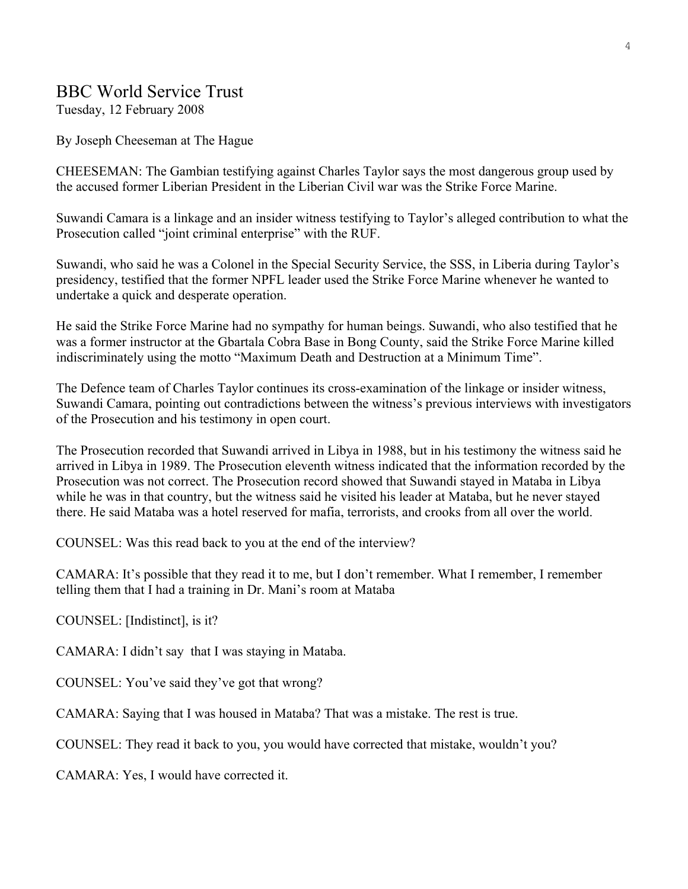## BBC World Service Trust

Tuesday, 12 February 2008

By Joseph Cheeseman at The Hague

CHEESEMAN: The Gambian testifying against Charles Taylor says the most dangerous group used by the accused former Liberian President in the Liberian Civil war was the Strike Force Marine.

Suwandi Camara is a linkage and an insider witness testifying to Taylor's alleged contribution to what the Prosecution called "joint criminal enterprise" with the RUF.

Suwandi, who said he was a Colonel in the Special Security Service, the SSS, in Liberia during Taylor's presidency, testified that the former NPFL leader used the Strike Force Marine whenever he wanted to undertake a quick and desperate operation.

He said the Strike Force Marine had no sympathy for human beings. Suwandi, who also testified that he was a former instructor at the Gbartala Cobra Base in Bong County, said the Strike Force Marine killed indiscriminately using the motto "Maximum Death and Destruction at a Minimum Time".

The Defence team of Charles Taylor continues its cross-examination of the linkage or insider witness, Suwandi Camara, pointing out contradictions between the witness's previous interviews with investigators of the Prosecution and his testimony in open court.

The Prosecution recorded that Suwandi arrived in Libya in 1988, but in his testimony the witness said he arrived in Libya in 1989. The Prosecution eleventh witness indicated that the information recorded by the Prosecution was not correct. The Prosecution record showed that Suwandi stayed in Mataba in Libya while he was in that country, but the witness said he visited his leader at Mataba, but he never stayed there. He said Mataba was a hotel reserved for mafia, terrorists, and crooks from all over the world.

COUNSEL: Was this read back to you at the end of the interview?

CAMARA: It's possible that they read it to me, but I don't remember. What I remember, I remember telling them that I had a training in Dr. Mani's room at Mataba

COUNSEL: [Indistinct], is it?

CAMARA: I didn't say that I was staying in Mataba.

COUNSEL: You've said they've got that wrong?

CAMARA: Saying that I was housed in Mataba? That was a mistake. The rest is true.

COUNSEL: They read it back to you, you would have corrected that mistake, wouldn't you?

CAMARA: Yes, I would have corrected it.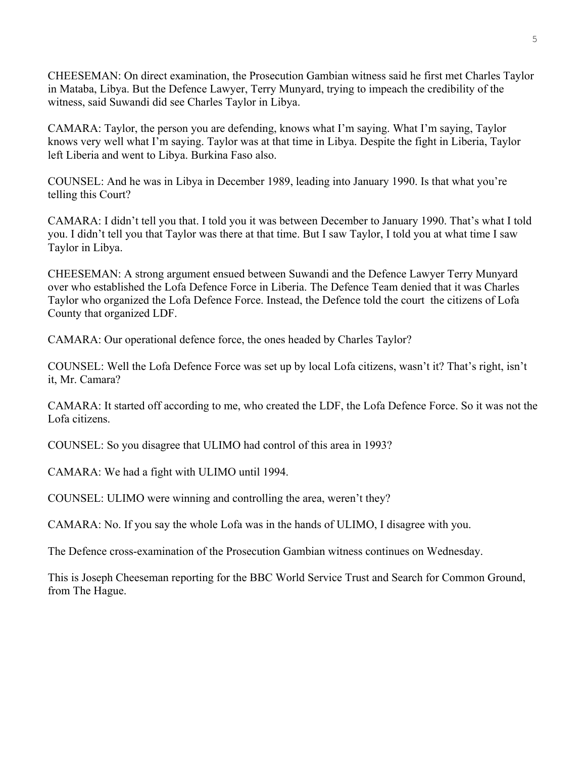CHEESEMAN: On direct examination, the Prosecution Gambian witness said he first met Charles Taylor in Mataba, Libya. But the Defence Lawyer, Terry Munyard, trying to impeach the credibility of the witness, said Suwandi did see Charles Taylor in Libya.

CAMARA: Taylor, the person you are defending, knows what I'm saying. What I'm saying, Taylor knows very well what I'm saying. Taylor was at that time in Libya. Despite the fight in Liberia, Taylor left Liberia and went to Libya. Burkina Faso also.

COUNSEL: And he was in Libya in December 1989, leading into January 1990. Is that what you're telling this Court?

CAMARA: I didn't tell you that. I told you it was between December to January 1990. That's what I told you. I didn't tell you that Taylor was there at that time. But I saw Taylor, I told you at what time I saw Taylor in Libya.

CHEESEMAN: A strong argument ensued between Suwandi and the Defence Lawyer Terry Munyard over who established the Lofa Defence Force in Liberia. The Defence Team denied that it was Charles Taylor who organized the Lofa Defence Force. Instead, the Defence told the court the citizens of Lofa County that organized LDF.

CAMARA: Our operational defence force, the ones headed by Charles Taylor?

COUNSEL: Well the Lofa Defence Force was set up by local Lofa citizens, wasn't it? That's right, isn't it, Mr. Camara?

CAMARA: It started off according to me, who created the LDF, the Lofa Defence Force. So it was not the Lofa citizens.

COUNSEL: So you disagree that ULIMO had control of this area in 1993?

CAMARA: We had a fight with ULIMO until 1994.

COUNSEL: ULIMO were winning and controlling the area, weren't they?

CAMARA: No. If you say the whole Lofa was in the hands of ULIMO, I disagree with you.

The Defence cross-examination of the Prosecution Gambian witness continues on Wednesday.

This is Joseph Cheeseman reporting for the BBC World Service Trust and Search for Common Ground, from The Hague.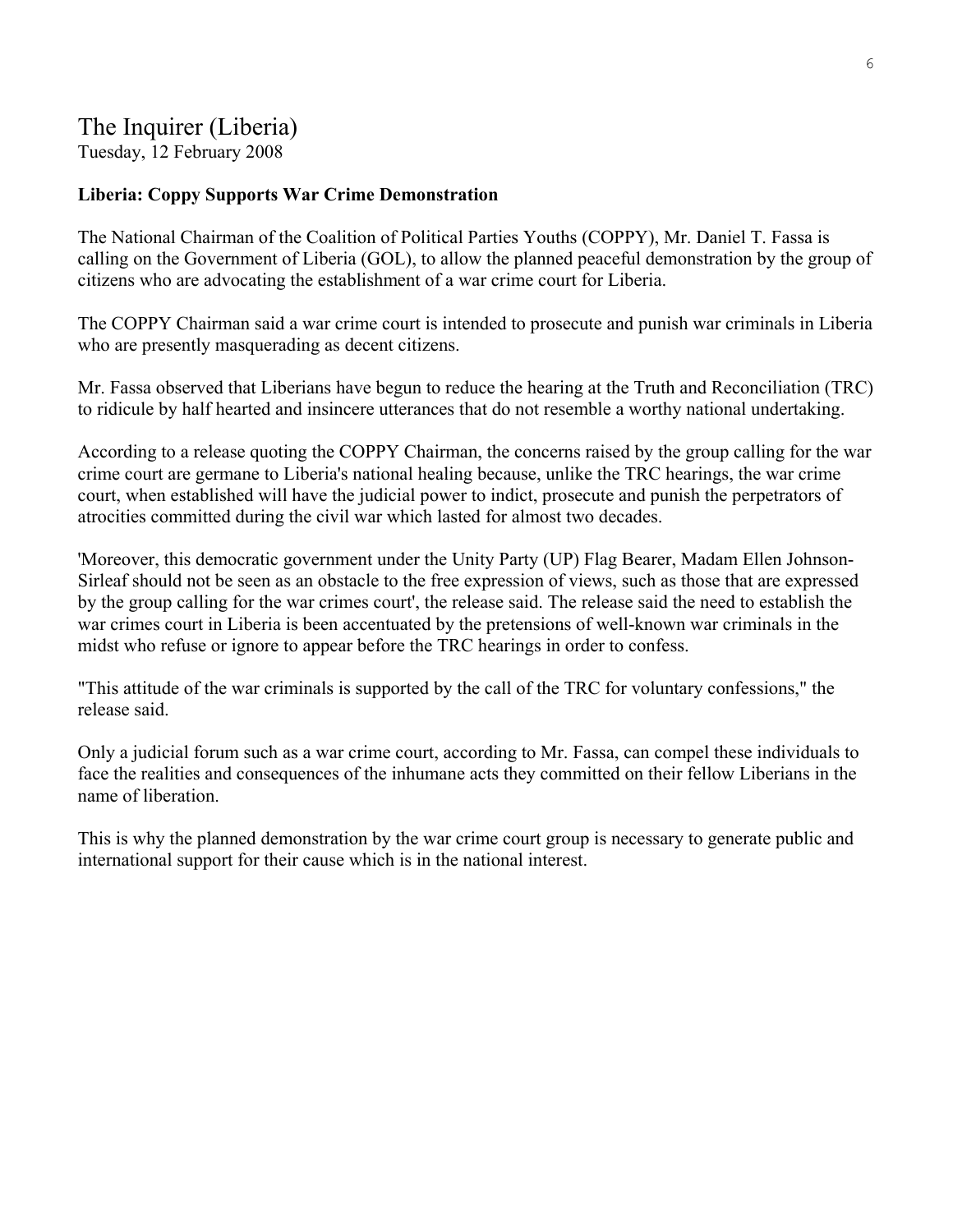# The Inquirer (Liberia)

Tuesday, 12 February 2008

**Liberia: Coppy Supports War Crime Demonstration**

The National Chairman of the Coalition of Political Parties Youths (COPPY), Mr. Daniel T. Fassa is calling on the Government of Liberia (GOL), to allow the planned peaceful demonstration by the group of citizens who are advocating the establishment of a war crime court for Liberia.

The COPPY Chairman said a war crime court is intended to prosecute and punish war criminals in Liberia who are presently masquerading as decent citizens.

Mr. Fassa observed that Liberians have begun to reduce the hearing at the Truth and Reconciliation (TRC) to ridicule by half hearted and insincere utterances that do not resemble a worthy national undertaking.

According to a release quoting the COPPY Chairman, the concerns raised by the group calling for the war crime court are germane to Liberia's national healing because, unlike the TRC hearings, the war crime court, when established will have the judicial power to indict, prosecute and punish the perpetrators of atrocities committed during the civil war which lasted for almost two decades.

'Moreover, this democratic government under the Unity Party (UP) Flag Bearer, Madam Ellen Johnson-Sirleaf should not be seen as an obstacle to the free expression of views, such as those that are expressed by the group calling for the war crimes court', the release said. The release said the need to establish the war crimes court in Liberia is been accentuated by the pretensions of well-known war criminals in the midst who refuse or ignore to appear before the TRC hearings in order to confess.

"This attitude of the war criminals is supported by the call of the TRC for voluntary confessions," the release said.

Only a judicial forum such as a war crime court, according to Mr. Fassa, can compel these individuals to face the realities and consequences of the inhumane acts they committed on their fellow Liberians in the name of liberation.

This is why the planned demonstration by the war crime court group is necessary to generate public and international support for their cause which is in the national interest.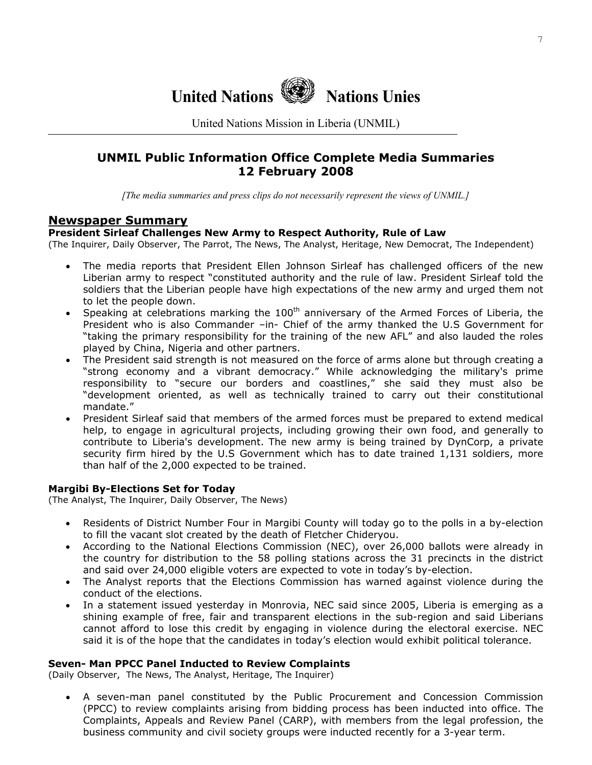# United Nations Nations Unies

United Nations Mission in Liberia (UNMIL)

## UNMIL Public Information Office Complete Media Summaries 12 February 2008

*[The media summaries and press clips do not necessarily represent the views of UNMIL.]*

## Newspaper Summary

### President Sirleaf Challenges New Army to Respect Authority, Rule of Law

(The Inquirer, Daily Observer, The Parrot, The News, The Analyst, Heritage, New Democrat, The Independent)

- The media reports that President Ellen Johnson Sirleaf has challenged officers of the new Liberian army to respect "constituted authority and the rule of law. President Sirleaf told the soldiers that the Liberian people have high expectations of the new army and urged them not to let the people down.
- Speaking at celebrations marking the 100th anniversary of the Armed Forces of Liberia, the President who is also Commander –in- Chief of the army thanked the U.S Government for "taking the primary responsibility for the training of the new AFL" and also lauded the roles played by China, Nigeria and other partners.
- The President said strength is not measured on the force of arms alone but through creating a "strong economy and a vibrant democracy." While acknowledging the military's prime responsibility to "secure our borders and coastlines," she said they must also be "development oriented, as well as technically trained to carry out their constitutional mandate."
- President Sirleaf said that members of the armed forces must be prepared to extend medical help, to engage in agricultural projects, including growing their own food, and generally to contribute to Liberia's development. The new army is being trained by DynCorp, a private security firm hired by the U.S Government which has to date trained 1,131 soldiers, more than half of the 2,000 expected to be trained.

### Margibi By-Elections Set for Today

(The Analyst, The Inquirer, Daily Observer, The News)

- Residents of District Number Four in Margibi County will today go to the polls in a by-election to fill the vacant slot created by the death of Fletcher Chideryou.
- According to the National Elections Commission (NEC), over 26,000 ballots were already in the country for distribution to the 58 polling stations across the 31 precincts in the district and said over 24,000 eligible voters are expected to vote in today's by-election.
- The Analyst reports that the Elections Commission has warned against violence during the conduct of the elections.
- In a statement issued yesterday in Monrovia, NEC said since 2005, Liberia is emerging as a shining example of free, fair and transparent elections in the sub-region and said Liberians cannot afford to lose this credit by engaging in violence during the electoral exercise. NEC said it is of the hope that the candidates in today's election would exhibit political tolerance.

### Seven- Man PPCC Panel Inducted to Review Complaints

(Daily Observer, The News, The Analyst, Heritage, The Inquirer)

- A seven-man panel constituted by the Public Procurement and Concession Commission (PPCC) to review complaints arising from bidding process has been inducted into office. The Complaints, Appeals and Review Panel (CARP), with members from the legal profession, the business community and civil society groups were inducted recently for a 3-year term.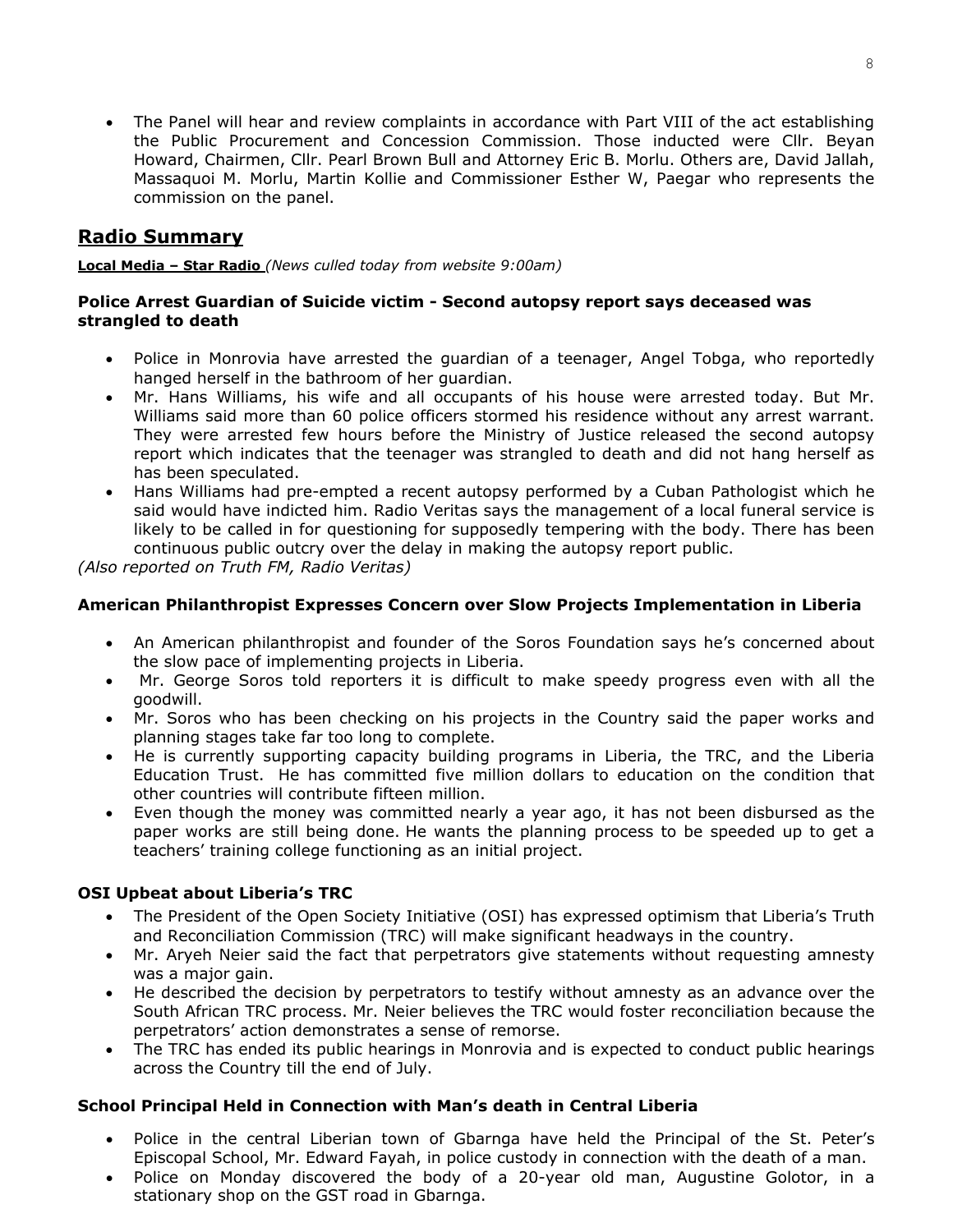- The Panel will hear and review complaints in accordance with Part VIII of the act establishing the Public Procurement and Concession Commission. Those inducted were Cllr. Beyan Howard, Chairmen, Cllr. Pearl Brown Bull and Attorney Eric B. Morlu. Others are, David Jallah, Massaquoi M. Morlu, Martin Kollie and Commissioner Esther W, Paegar who represents the commission on the panel.

## Radio Summary

**Local Media – Star Radio** *(News culled today from website 9:00am)*

### Police Arrest Guardian of Suicide victim - Second autopsy report says deceased was strangled to death

- Police in Monrovia have arrested the guardian of a teenager, Angel Tobga, who reportedly hanged herself in the bathroom of her guardian.
- Mr. Hans Williams, his wife and all occupants of his house were arrested today. But Mr. Williams said more than 60 police officers stormed his residence without any arrest warrant. They were arrested few hours before the Ministry of Justice released the second autopsy report which indicates that the teenager was strangled to death and did not hang herself as has been speculated.
- Hans Williams had pre-empted a recent autopsy performed by a Cuban Pathologist which he said would have indicted him. Radio Veritas says the management of a local funeral service is likely to be called in for questioning for supposedly tempering with the body. There has been continuous public outcry over the delay in making the autopsy report public.

*(Also reported on Truth FM, Radio Veritas)*

### American Philanthropist Expresses Concern over Slow Projects Implementation in Liberia

- An American philanthropist and founder of the Soros Foundation says he's concerned about the slow pace of implementing projects in Liberia.
- Mr. George Soros told reporters it is difficult to make speedy progress even with all the goodwill.
- Mr. Soros who has been checking on his projects in the Country said the paper works and planning stages take far too long to complete.
- He is currently supporting capacity building programs in Liberia, the TRC, and the Liberia Education Trust. He has committed five million dollars to education on the condition that other countries will contribute fifteen million.
- Even though the money was committed nearly a year ago, it has not been disbursed as the paper works are still being done. He wants the planning process to be speeded up to get a teachers' training college functioning as an initial project.

### OSI Upbeat about Liberia's TRC

- The President of the Open Society Initiative (OSI) has expressed optimism that Liberia's Truth and Reconciliation Commission (TRC) will make significant headways in the country.
- Mr. Aryeh Neier said the fact that perpetrators give statements without requesting amnesty was a major gain.
- He described the decision by perpetrators to testify without amnesty as an advance over the South African TRC process. Mr. Neier believes the TRC would foster reconciliation because the perpetrators' action demonstrates a sense of remorse.
- The TRC has ended its public hearings in Monrovia and is expected to conduct public hearings across the Country till the end of July.

### School Principal Held in Connection with Man's death in Central Liberia

- Police in the central Liberian town of Gbarnga have held the Principal of the St. Peter's Episcopal School, Mr. Edward Fayah, in police custody in connection with the death of a man.
- Police on Monday discovered the body of a 20-year old man, Augustine Golotor, in a stationary shop on the GST road in Gbarnga.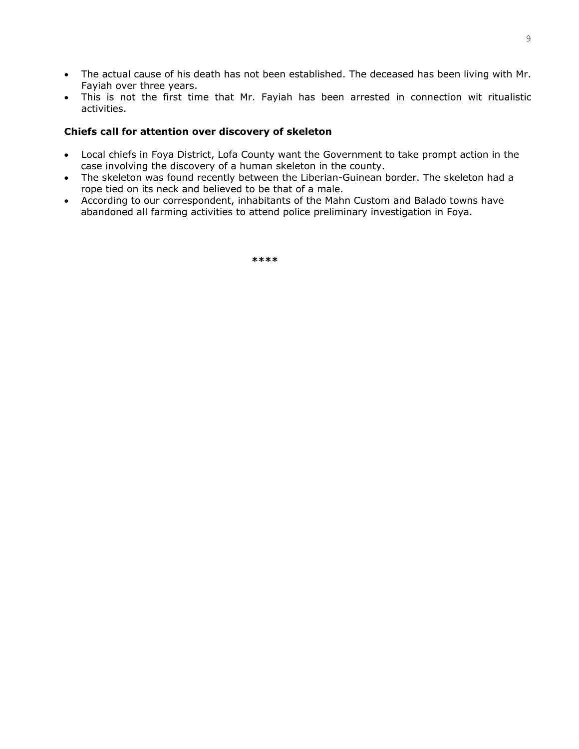- The actual cause of his death has not been established. The deceased has been living with Mr. Fayiah over three years.
- This is not the first time that Mr. Fayiah has been arrested in connection wit ritualistic activities.

**Chiefs call for attention over discovery of skeleton**

- Local chiefs in Foya District, Lofa County want the Government to take prompt action in the case involving the discovery of a human skeleton in the county.
- The skeleton was found recently between the Liberian-Guinean border. The skeleton had a rope tied on its neck and believed to be that of a male.
- According to our correspondent, inhabitants of the Mahn Custom and Balado towns have abandoned all farming activities to attend police preliminary investigation in Foya.

**\*\*\*\***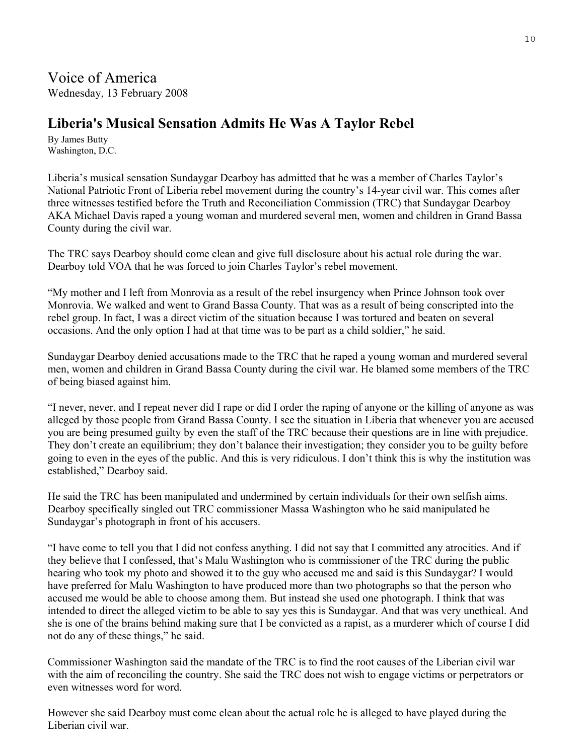## Voice of America

Wednesday, 13 February 2008

# Liberia's Musical Sensation Admits He Was A Taylor Rebel

By James Butty
Washington, D.C.

Liberia's musical sensation Sundaygar Dearboy has admitted that he was a member of Charles Taylor's National Patriotic Front of Liberia rebel movement during the country's 14-year civil war. This comes after three witnesses testified before the Truth and Reconciliation Commission (TRC) that Sundaygar Dearboy AKA Michael Davis raped a young woman and murdered several men, women and children in Grand Bassa County during the civil war.

The TRC says Dearboy should come clean and give full disclosure about his actual role during the war. Dearboy told VOA that he was forced to join Charles Taylor's rebel movement.

"My mother and I left from Monrovia as a result of the rebel insurgency when Prince Johnson took over Monrovia. We walked and went to Grand Bassa County. That was as a result of being conscripted into the rebel group. In fact, I was a direct victim of the situation because I was tortured and beaten on several occasions. And the only option I had at that time was to be part as a child soldier," he said.

Sundaygar Dearboy denied accusations made to the TRC that he raped a young woman and murdered several men, women and children in Grand Bassa County during the civil war. He blamed some members of the TRC of being biased against him.

"I never, never, and I repeat never did I rape or did I order the raping of anyone or the killing of anyone as was alleged by those people from Grand Bassa County. I see the situation in Liberia that whenever you are accused you are being presumed guilty by even the staff of the TRC because their questions are in line with prejudice. They don't create an equilibrium; they don't balance their investigation; they consider you to be guilty before going to even in the eyes of the public. And this is very ridiculous. I don't think this is why the institution was established," Dearboy said.

He said the TRC has been manipulated and undermined by certain individuals for their own selfish aims. Dearboy specifically singled out TRC commissioner Massa Washington who he said manipulated he Sundaygar's photograph in front of his accusers.

"I have come to tell you that I did not confess anything. I did not say that I committed any atrocities. And if they believe that I confessed, that's Malu Washington who is commissioner of the TRC during the public hearing who took my photo and showed it to the guy who accused me and said is this Sundaygar? I would have preferred for Malu Washington to have produced more than two photographs so that the person who accused me would be able to choose among them. But instead she used one photograph. I think that was intended to direct the alleged victim to be able to say yes this is Sundaygar. And that was very unethical. And she is one of the brains behind making sure that I be convicted as a rapist, as a murderer which of course I did not do any of these things," he said.

Commissioner Washington said the mandate of the TRC is to find the root causes of the Liberian civil war with the aim of reconciling the country. She said the TRC does not wish to engage victims or perpetrators or even witnesses word for word.

However she said Dearboy must come clean about the actual role he is alleged to have played during the Liberian civil war.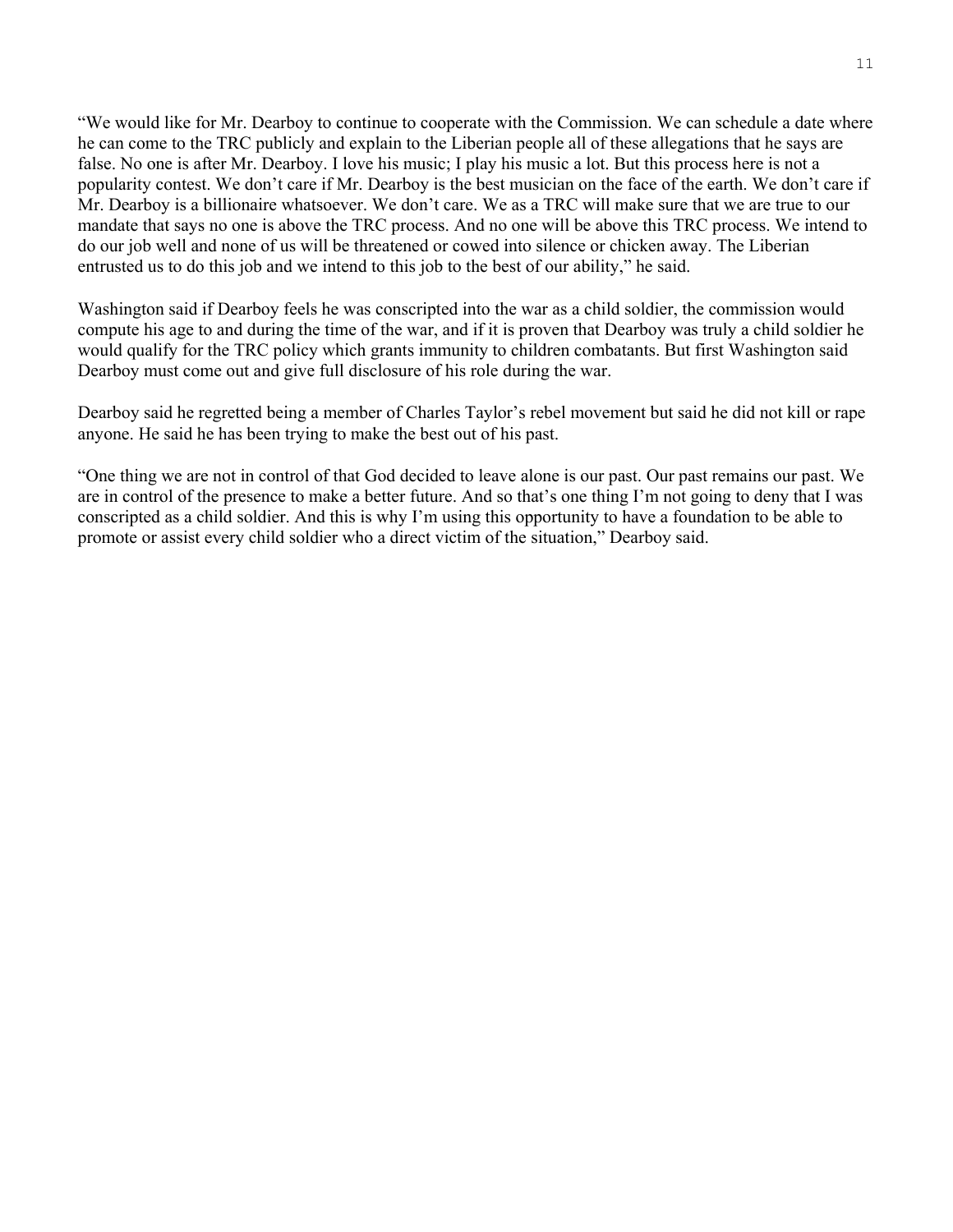"We would like for Mr. Dearboy to continue to cooperate with the Commission. We can schedule a date where he can come to the TRC publicly and explain to the Liberian people all of these allegations that he says are false. No one is after Mr. Dearboy. I love his music; I play his music a lot. But this process here is not a popularity contest. We don't care if Mr. Dearboy is the best musician on the face of the earth. We don't care if Mr. Dearboy is a billionaire whatsoever. We don't care. We as a TRC will make sure that we are true to our mandate that says no one is above the TRC process. And no one will be above this TRC process. We intend to do our job well and none of us will be threatened or cowed into silence or chicken away. The Liberian entrusted us to do this job and we intend to this job to the best of our ability," he said.

Washington said if Dearboy feels he was conscripted into the war as a child soldier, the commission would compute his age to and during the time of the war, and if it is proven that Dearboy was truly a child soldier he would qualify for the TRC policy which grants immunity to children combatants. But first Washington said Dearboy must come out and give full disclosure of his role during the war.

Dearboy said he regretted being a member of Charles Taylor's rebel movement but said he did not kill or rape anyone. He said he has been trying to make the best out of his past.

"One thing we are not in control of that God decided to leave alone is our past. Our past remains our past. We are in control of the presence to make a better future. And so that's one thing I'm not going to deny that I was conscripted as a child soldier. And this is why I'm using this opportunity to have a foundation to be able to promote or assist every child soldier who a direct victim of the situation," Dearboy said.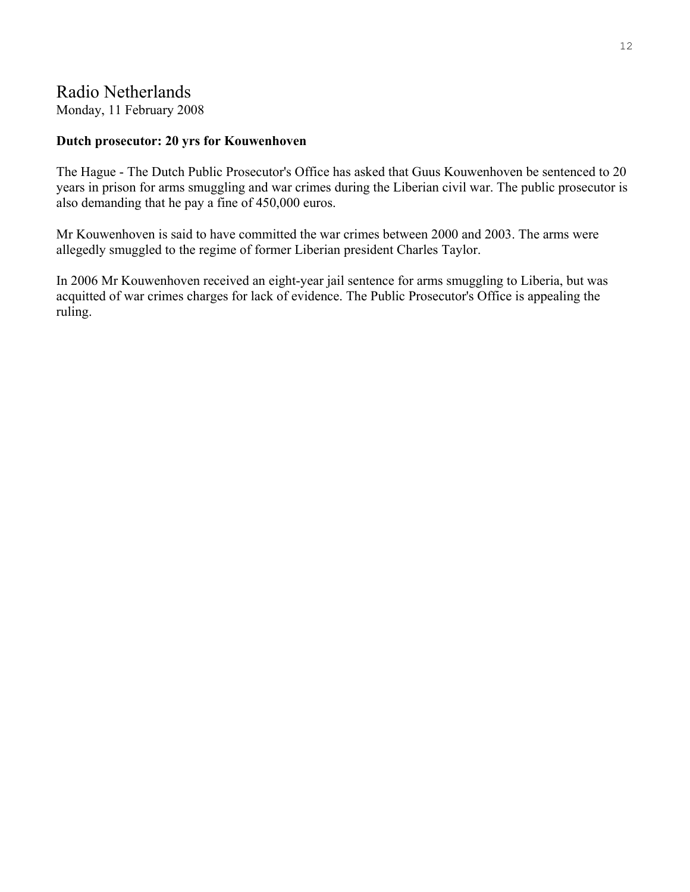# Radio Netherlands

Monday, 11 February 2008

**Dutch prosecutor: 20 yrs for Kouwenhoven**

The Hague - The Dutch Public Prosecutor's Office has asked that Guus Kouwenhoven be sentenced to 20 years in prison for arms smuggling and war crimes during the Liberian civil war. The public prosecutor is also demanding that he pay a fine of 450,000 euros.

Mr Kouwenhoven is said to have committed the war crimes between 2000 and 2003. The arms were allegedly smuggled to the regime of former Liberian president Charles Taylor.

In 2006 Mr Kouwenhoven received an eight-year jail sentence for arms smuggling to Liberia, but was acquitted of war crimes charges for lack of evidence. The Public Prosecutor's Office is appealing the ruling.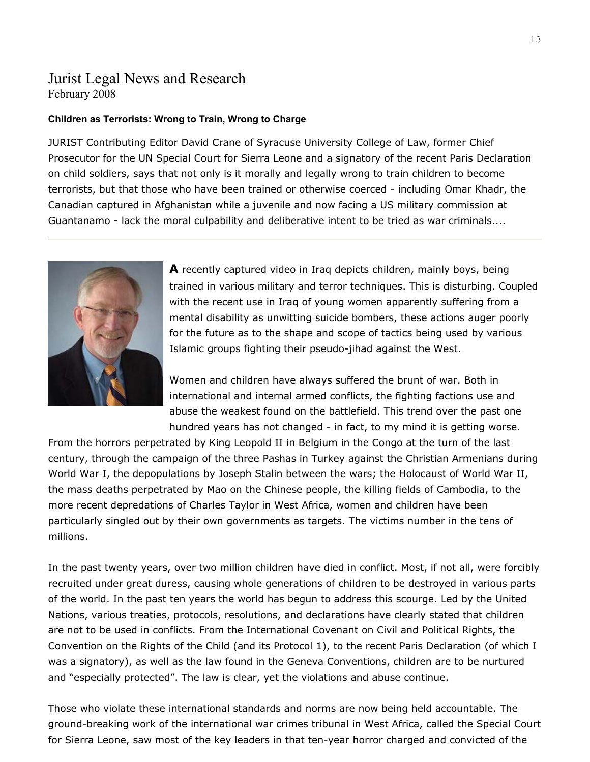# Jurist Legal News and Research

February 2008

**Children as Terrorists: Wrong to Train, Wrong to Charge**

JURIST Contributing Editor David Crane of Syracuse University College of Law, former Chief Prosecutor for the UN Special Court for Sierra Leone and a signatory of the recent Paris Declaration on child soldiers, says that not only is it morally and legally wrong to train children to become terrorists, but that those who have been trained or otherwise coerced - including Omar Khadr, the Canadian captured in Afghanistan while a juvenile and now facing a US military commission at Guantanamo - lack the moral culpability and deliberative intent to be tried as war criminals....

---

**A** recently captured video in Iraq depicts children, mainly boys, being trained in various military and terror techniques. This is disturbing. Coupled with the recent use in Iraq of young women apparently suffering from a mental disability as unwitting suicide bombers, these actions auger poorly for the future as to the shape and scope of tactics being used by various Islamic groups fighting their pseudo-jihad against the West.

Women and children have always suffered the brunt of war. Both in international and internal armed conflicts, the fighting factions use and abuse the weakest found on the battlefield. This trend over the past one hundred years has not changed - in fact, to my mind it is getting worse. From the horrors perpetrated by King Leopold II in Belgium in the Congo at the turn of the last century, through the campaign of the three Pashas in Turkey against the Christian Armenians during World War I, the depopulations by Joseph Stalin between the wars; the Holocaust of World War II, the mass deaths perpetrated by Mao on the Chinese people, the killing fields of Cambodia, to the more recent depredations of Charles Taylor in West Africa, women and children have been particularly singled out by their own governments as targets. The victims number in the tens of millions.

In the past twenty years, over two million children have died in conflict. Most, if not all, were forcibly recruited under great duress, causing whole generations of children to be destroyed in various parts of the world. In the past ten years the world has begun to address this scourge. Led by the United Nations, various treaties, protocols, resolutions, and declarations have clearly stated that children are not to be used in conflicts. From the International Covenant on Civil and Political Rights, the Convention on the Rights of the Child (and its Protocol 1), to the recent Paris Declaration (of which I was a signatory), as well as the law found in the Geneva Conventions, children are to be nurtured and "especially protected". The law is clear, yet the violations and abuse continue.

Those who violate these international standards and norms are now being held accountable. The ground-breaking work of the international war crimes tribunal in West Africa, called the Special Court for Sierra Leone, saw most of the key leaders in that ten-year horror charged and convicted of the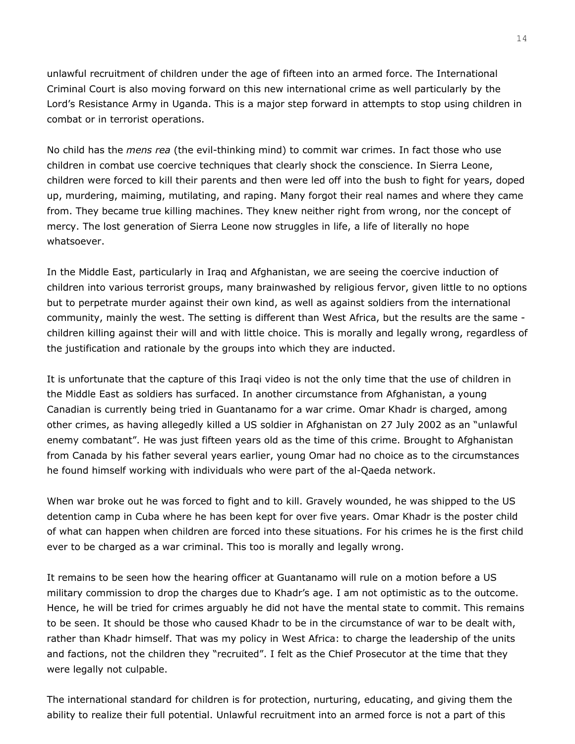unlawful recruitment of children under the age of fifteen into an armed force. The International Criminal Court is also moving forward on this new international crime as well particularly by the Lord's Resistance Army in Uganda. This is a major step forward in attempts to stop using children in combat or in terrorist operations.

No child has the *mens rea* (the evil-thinking mind) to commit war crimes. In fact those who use children in combat use coercive techniques that clearly shock the conscience. In Sierra Leone, children were forced to kill their parents and then were led off into the bush to fight for years, doped up, murdering, maiming, mutilating, and raping. Many forgot their real names and where they came from. They became true killing machines. They knew neither right from wrong, nor the concept of mercy. The lost generation of Sierra Leone now struggles in life, a life of literally no hope whatsoever.

In the Middle East, particularly in Iraq and Afghanistan, we are seeing the coercive induction of children into various terrorist groups, many brainwashed by religious fervor, given little to no options but to perpetrate murder against their own kind, as well as against soldiers from the international community, mainly the west. The setting is different than West Africa, but the results are the same - children killing against their will and with little choice. This is morally and legally wrong, regardless of the justification and rationale by the groups into which they are inducted.

It is unfortunate that the capture of this Iraqi video is not the only time that the use of children in the Middle East as soldiers has surfaced. In another circumstance from Afghanistan, a young Canadian is currently being tried in Guantanamo for a war crime. Omar Khadr is charged, among other crimes, as having allegedly killed a US soldier in Afghanistan on 27 July 2002 as an "unlawful enemy combatant". He was just fifteen years old as the time of this crime. Brought to Afghanistan from Canada by his father several years earlier, young Omar had no choice as to the circumstances he found himself working with individuals who were part of the al-Qaeda network.

When war broke out he was forced to fight and to kill. Gravely wounded, he was shipped to the US detention camp in Cuba where he has been kept for over five years. Omar Khadr is the poster child of what can happen when children are forced into these situations. For his crimes he is the first child ever to be charged as a war criminal. This too is morally and legally wrong.

It remains to be seen how the hearing officer at Guantanamo will rule on a motion before a US military commission to drop the charges due to Khadr's age. I am not optimistic as to the outcome. Hence, he will be tried for crimes arguably he did not have the mental state to commit. This remains to be seen. It should be those who caused Khadr to be in the circumstance of war to be dealt with, rather than Khadr himself. That was my policy in West Africa: to charge the leadership of the units and factions, not the children they "recruited". I felt as the Chief Prosecutor at the time that they were legally not culpable.

The international standard for children is for protection, nurturing, educating, and giving them the ability to realize their full potential. Unlawful recruitment into an armed force is not a part of this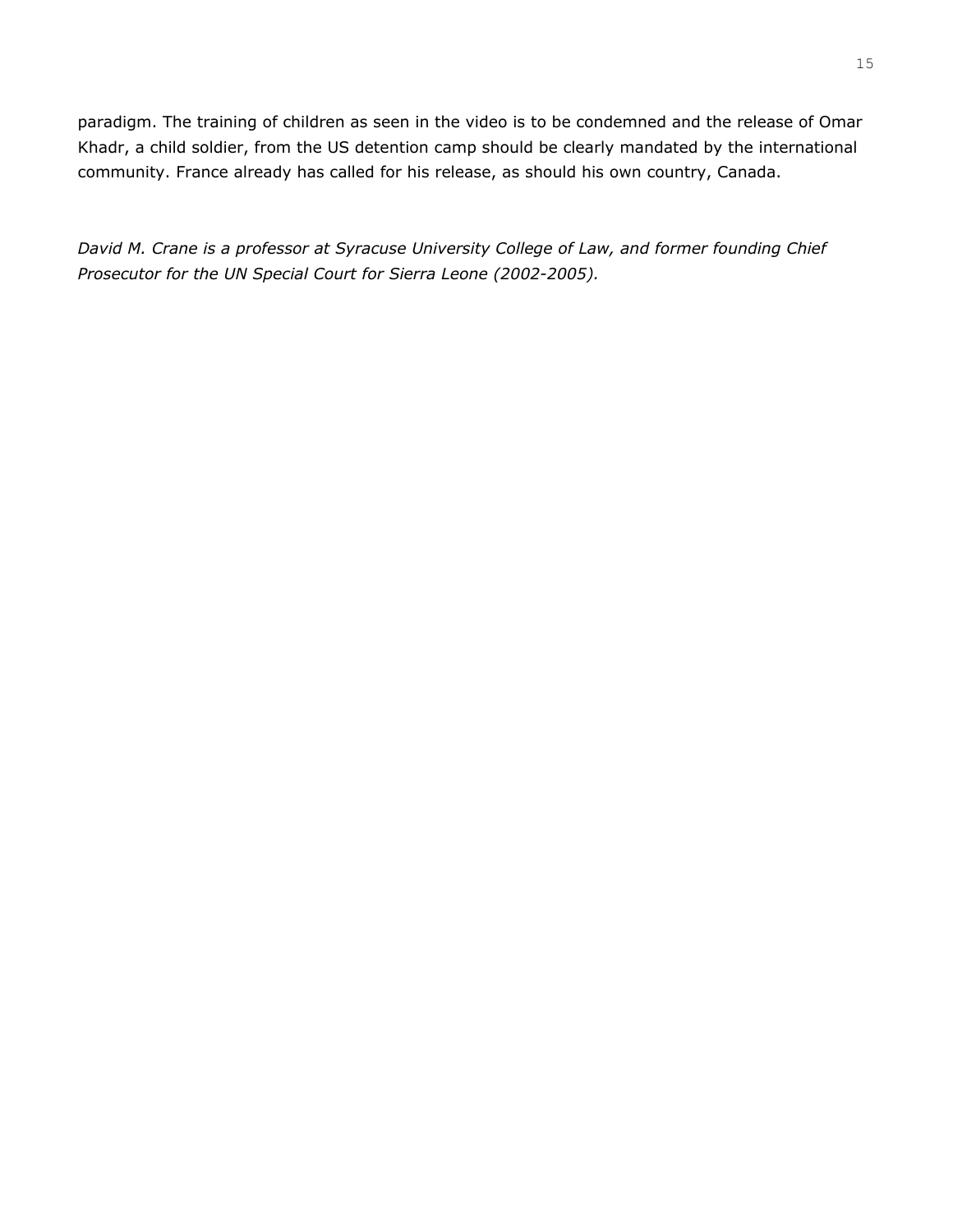paradigm. The training of children as seen in the video is to be condemned and the release of Omar Khadr, a child soldier, from the US detention camp should be clearly mandated by the international community. France already has called for his release, as should his own country, Canada.

*David M. Crane is a professor at Syracuse University College of Law, and former founding Chief Prosecutor for the UN Special Court for Sierra Leone (2002-2005).*